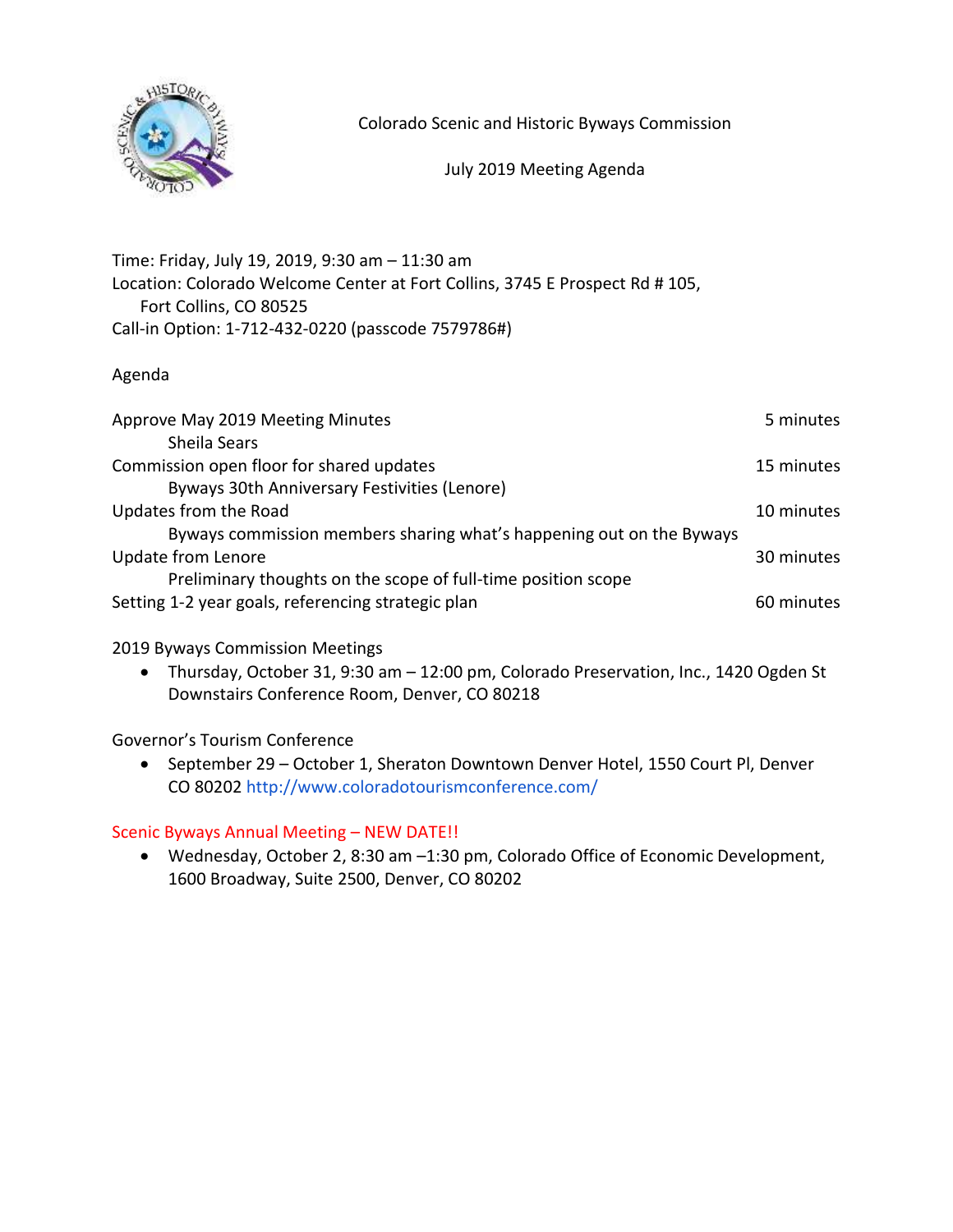# Colorado Scenic and Historic Byways Commission

## July 2019 Meeting Agenda

Time: Friday, July 19, 2019, 9:30 am – 11:30 am
Location: Colorado Welcome Center at Fort Collins, 3745 E Prospect Rd # 105, Fort Collins, CO 80525
Call-in Option: 1-712-432-0220 (passcode 7579786#)

Agenda

| | |
|---|---|
| Approve May 2019 Meeting Minutes<br>Sheila Sears | 5 minutes |
| Commission open floor for shared updates<br>Byways 30th Anniversary Festivities (Lenore) | 15 minutes |
| Updates from the Road<br>Byways commission members sharing what's happening out on the Byways | 10 minutes |
| Update from Lenore<br>Preliminary thoughts on the scope of full-time position scope | 30 minutes |
| Setting 1-2 year goals, referencing strategic plan | 60 minutes |

2019 Byways Commission Meetings

- Thursday, October 31, 9:30 am – 12:00 pm, Colorado Preservation, Inc., 1420 Ogden St Downstairs Conference Room, Denver, CO 80218

Governor's Tourism Conference

- September 29 – October 1, Sheraton Downtown Denver Hotel, 1550 Court Pl, Denver CO 80202 http://www.coloradotourismconference.com/

Scenic Byways Annual Meeting – NEW DATE!!

- Wednesday, October 2, 8:30 am –1:30 pm, Colorado Office of Economic Development, 1600 Broadway, Suite 2500, Denver, CO 80202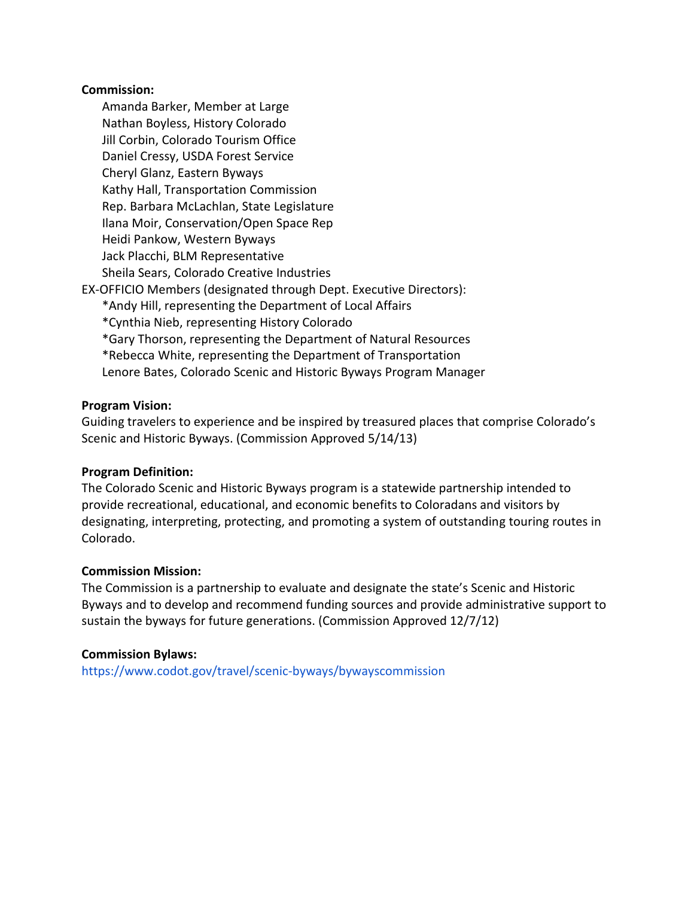**Commission:**

Amanda Barker, Member at Large
Nathan Boyless, History Colorado
Jill Corbin, Colorado Tourism Office
Daniel Cressy, USDA Forest Service
Cheryl Glanz, Eastern Byways
Kathy Hall, Transportation Commission
Rep. Barbara McLachlan, State Legislature
Ilana Moir, Conservation/Open Space Rep
Heidi Pankow, Western Byways
Jack Placchi, BLM Representative
Sheila Sears, Colorado Creative Industries

EX-OFFICIO Members (designated through Dept. Executive Directors):

*Andy Hill, representing the Department of Local Affairs
*Cynthia Nieb, representing History Colorado
*Gary Thorson, representing the Department of Natural Resources
*Rebecca White, representing the Department of Transportation
Lenore Bates, Colorado Scenic and Historic Byways Program Manager

**Program Vision:**
Guiding travelers to experience and be inspired by treasured places that comprise Colorado's Scenic and Historic Byways. (Commission Approved 5/14/13)

**Program Definition:**
The Colorado Scenic and Historic Byways program is a statewide partnership intended to provide recreational, educational, and economic benefits to Coloradans and visitors by designating, interpreting, protecting, and promoting a system of outstanding touring routes in Colorado.

**Commission Mission:**
The Commission is a partnership to evaluate and designate the state's Scenic and Historic Byways and to develop and recommend funding sources and provide administrative support to sustain the byways for future generations. (Commission Approved 12/7/12)

**Commission Bylaws:**
https://www.codot.gov/travel/scenic-byways/bywayscommission